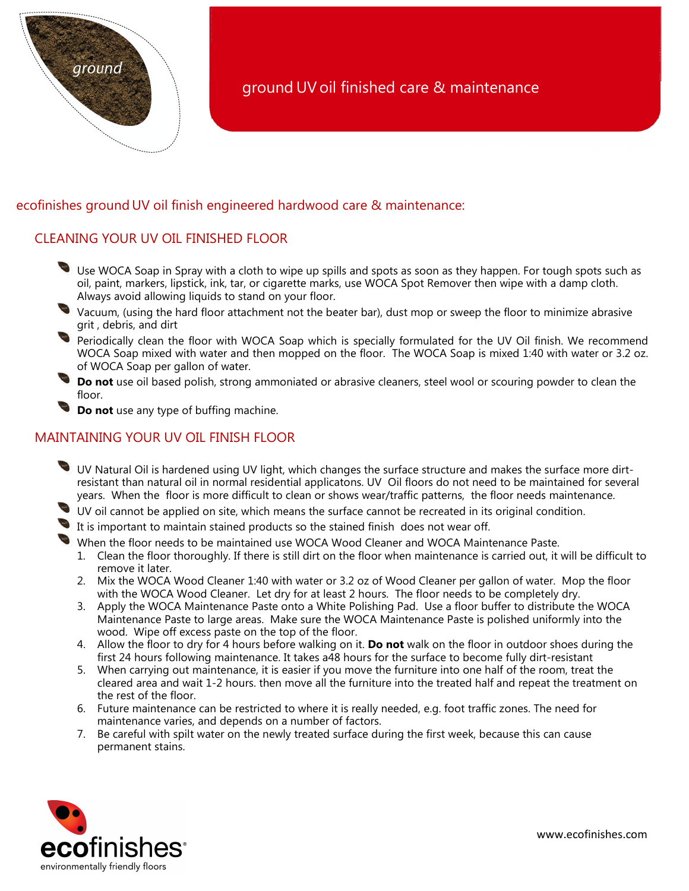ground

# ground UV oil finished care & maintenance

## ecofinishes ground UV oil finish engineered hardwood care & maintenance:

### CLEANING YOUR UV OIL FINISHED FLOOR

- Use WOCA Soap in Spray with a cloth to wipe up spills and spots as soon as they happen. For tough spots such as oil, paint, markers, lipstick, ink, tar, or cigarette marks, use WOCA Spot Remover then wipe with a damp cloth. Always avoid allowing liquids to stand on your floor.
- Vacuum, (using the hard floor attachment not the beater bar), dust mop or sweep the floor to minimize abrasive grit , debris, and dirt
- Periodically clean the floor with WOCA Soap which is specially formulated for the UV Oil finish. We recommend WOCA Soap mixed with water and then mopped on the floor. The WOCA Soap is mixed 1:40 with water or 3.2 oz. of WOCA Soap per gallon of water.
- **Do not** use oil based polish, strong ammoniated or abrasive cleaners, steel wool or scouring powder to clean the floor.
- **Do not** use any type of buffing machine.

### MAINTAINING YOUR UV OIL FINISH FLOOR

- UV Natural Oil is hardened using UV light, which changes the surface structure and makes the surface more dirt-resistant than natural oil in normal residential applicatons. UV Oil floors do not need to be maintained for several years. When the floor is more difficult to clean or shows wear/traffic patterns, the floor needs maintenance.
- UV oil cannot be applied on site, which means the surface cannot be recreated in its original condition.
- It is important to maintain stained products so the stained finish does not wear off.
- When the floor needs to be maintained use WOCA Wood Cleaner and WOCA Maintenance Paste.
  1. Clean the floor thoroughly. If there is still dirt on the floor when maintenance is carried out, it will be difficult to remove it later.
  2. Mix the WOCA Wood Cleaner 1:40 with water or 3.2 oz of Wood Cleaner per gallon of water. Mop the floor with the WOCA Wood Cleaner. Let dry for at least 2 hours. The floor needs to be completely dry.
  3. Apply the WOCA Maintenance Paste onto a White Polishing Pad. Use a floor buffer to distribute the WOCA Maintenance Paste to large areas. Make sure the WOCA Maintenance Paste is polished uniformly into the wood. Wipe off excess paste on the top of the floor.
  4. Allow the floor to dry for 4 hours before walking on it. **Do not** walk on the floor in outdoor shoes during the first 24 hours following maintenance. It takes a48 hours for the surface to become fully dirt-resistant
  5. When carrying out maintenance, it is easier if you move the furniture into one half of the room, treat the cleared area and wait 1-2 hours. then move all the furniture into the treated half and repeat the treatment on the rest of the floor.
  6. Future maintenance can be restricted to where it is really needed, e.g. foot traffic zones. The need for maintenance varies, and depends on a number of factors.
  7. Be careful with spilt water on the newly treated surface during the first week, because this can cause permanent stains.

ecofinishes
environmentally friendly floors

www.ecofinishes.com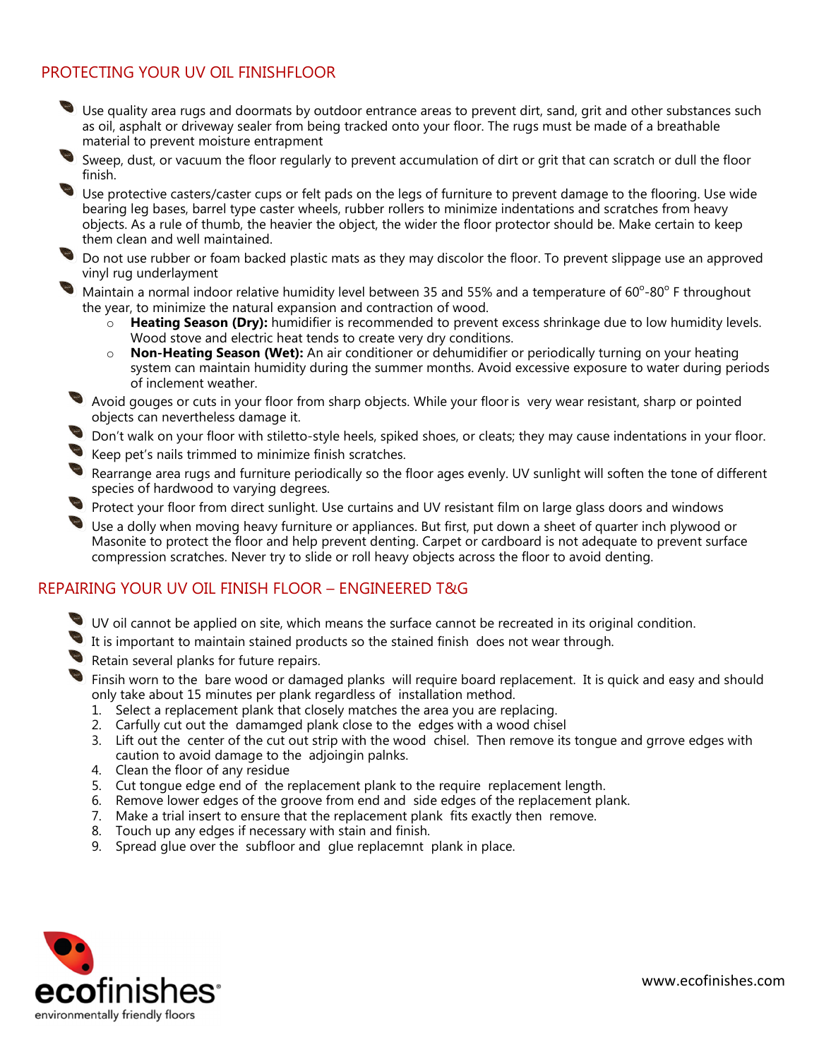## PROTECTING YOUR UV OIL FINISHFLOOR

- Use quality area rugs and doormats by outdoor entrance areas to prevent dirt, sand, grit and other substances such as oil, asphalt or driveway sealer from being tracked onto your floor. The rugs must be made of a breathable material to prevent moisture entrapment
- Sweep, dust, or vacuum the floor regularly to prevent accumulation of dirt or grit that can scratch or dull the floor finish.
- Use protective casters/caster cups or felt pads on the legs of furniture to prevent damage to the flooring. Use wide bearing leg bases, barrel type caster wheels, rubber rollers to minimize indentations and scratches from heavy objects. As a rule of thumb, the heavier the object, the wider the floor protector should be. Make certain to keep them clean and well maintained.
- Do not use rubber or foam backed plastic mats as they may discolor the floor. To prevent slippage use an approved vinyl rug underlayment
- Maintain a normal indoor relative humidity level between 35 and 55% and a temperature of 60°-80° F throughout the year, to minimize the natural expansion and contraction of wood.
  - **Heating Season (Dry):** humidifier is recommended to prevent excess shrinkage due to low humidity levels. Wood stove and electric heat tends to create very dry conditions.
  - **Non-Heating Season (Wet):** An air conditioner or dehumidifier or periodically turning on your heating system can maintain humidity during the summer months. Avoid excessive exposure to water during periods of inclement weather.
- Avoid gouges or cuts in your floor from sharp objects. While your floor is very wear resistant, sharp or pointed objects can nevertheless damage it.
- Don't walk on your floor with stiletto-style heels, spiked shoes, or cleats; they may cause indentations in your floor.
- Keep pet's nails trimmed to minimize finish scratches.
- Rearrange area rugs and furniture periodically so the floor ages evenly. UV sunlight will soften the tone of different species of hardwood to varying degrees.
- Protect your floor from direct sunlight. Use curtains and UV resistant film on large glass doors and windows
- Use a dolly when moving heavy furniture or appliances. But first, put down a sheet of quarter inch plywood or Masonite to protect the floor and help prevent denting. Carpet or cardboard is not adequate to prevent surface compression scratches. Never try to slide or roll heavy objects across the floor to avoid denting.

## REPAIRING YOUR UV OIL FINISH FLOOR – ENGINEERED T&G

- UV oil cannot be applied on site, which means the surface cannot be recreated in its original condition.
- It is important to maintain stained products so the stained finish does not wear through.
- Retain several planks for future repairs.
- Finsih worn to the bare wood or damaged planks will require board replacement. It is quick and easy and should only take about 15 minutes per plank regardless of installation method.
  1. Select a replacement plank that closely matches the area you are replacing.
  2. Carfully cut out the damamged plank close to the edges with a wood chisel
  3. Lift out the center of the cut out strip with the wood chisel. Then remove its tongue and grrove edges with caution to avoid damage to the adjoingin palnks.
  4. Clean the floor of any residue
  5. Cut tongue edge end of the replacement plank to the require replacement length.
  6. Remove lower edges of the groove from end and side edges of the replacement plank.
  7. Make a trial insert to ensure that the replacement plank fits exactly then remove.
  8. Touch up any edges if necessary with stain and finish.
  9. Spread glue over the subfloor and glue replacemnt plank in place.

ecofinishes® environmentally friendly floors

www.ecofinishes.com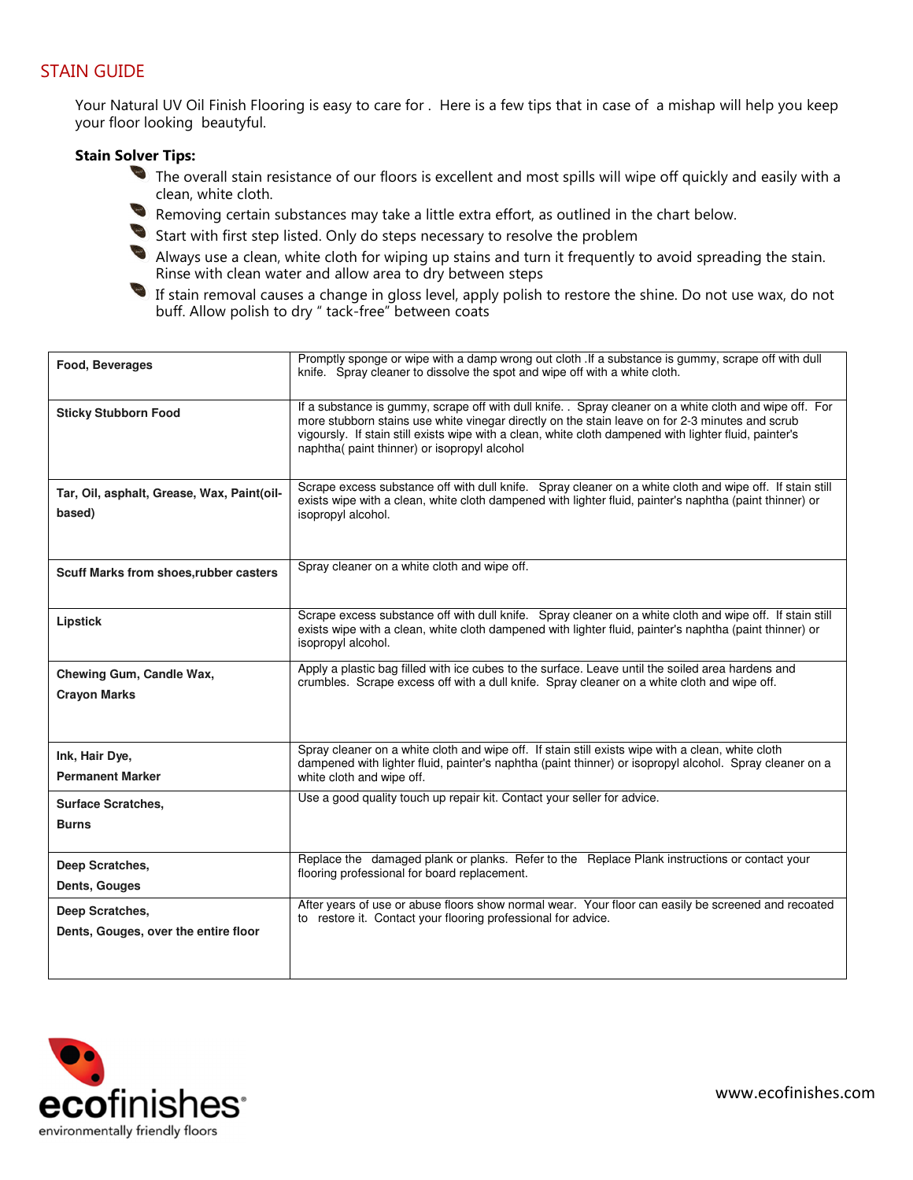# STAIN GUIDE

Your Natural UV Oil Finish Flooring is easy to care for . Here is a few tips that in case of a mishap will help you keep your floor looking beautyful.

**Stain Solver Tips:**

- The overall stain resistance of our floors is excellent and most spills will wipe off quickly and easily with a clean, white cloth.
- Removing certain substances may take a little extra effort, as outlined in the chart below.
- Start with first step listed. Only do steps necessary to resolve the problem
- Always use a clean, white cloth for wiping up stains and turn it frequently to avoid spreading the stain. Rinse with clean water and allow area to dry between steps
- If stain removal causes a change in gloss level, apply polish to restore the shine. Do not use wax, do not buff. Allow polish to dry " tack-free" between coats

| | |
|---|---|
| **Food, Beverages** | Promptly sponge or wipe with a damp wrong out cloth .If a substance is gummy, scrape off with dull knife. Spray cleaner to dissolve the spot and wipe off with a white cloth. |
| **Sticky Stubborn Food** | If a substance is gummy, scrape off with dull knife. . Spray cleaner on a white cloth and wipe off. For more stubborn stains use white vinegar directly on the stain leave on for 2-3 minutes and scrub vigourly. If stain still exists wipe with a clean, white cloth dampened with lighter fluid, painter's naphtha( paint thinner) or isopropyl alcohol |
| **Tar, Oil, asphalt, Grease, Wax, Paint(oil-based)** | Scrape excess substance off with dull knife. Spray cleaner on a white cloth and wipe off. If stain still exists wipe with a clean, white cloth dampened with lighter fluid, painter's naphtha (paint thinner) or isopropyl alcohol. |
| **Scuff Marks from shoes,rubber casters** | Spray cleaner on a white cloth and wipe off. |
| **Lipstick** | Scrape excess substance off with dull knife. Spray cleaner on a white cloth and wipe off. If stain still exists wipe with a clean, white cloth dampened with lighter fluid, painter's naphtha (paint thinner) or isopropyl alcohol. |
| **Chewing Gum, Candle Wax, Crayon Marks** | Apply a plastic bag filled with ice cubes to the surface. Leave until the soiled area hardens and crumbles. Scrape excess off with a dull knife. Spray cleaner on a white cloth and wipe off. |
| **Ink, Hair Dye, Permanent Marker** | Spray cleaner on a white cloth and wipe off. If stain still exists wipe with a clean, white cloth dampened with lighter fluid, painter's naphtha (paint thinner) or isopropyl alcohol. Spray cleaner on a white cloth and wipe off. |
| **Surface Scratches, Burns** | Use a good quality touch up repair kit. Contact your seller for advice. |
| **Deep Scratches, Dents, Gouges** | Replace the damaged plank or planks. Refer to the Replace Plank instructions or contact your flooring professional for board replacement. |
| **Deep Scratches, Dents, Gouges, over the entire floor** | After years of use or abuse floors show normal wear. Your floor can easily be screened and recoated to restore it. Contact your flooring professional for advice. |

ecofinishes®
environmentally friendly floors

www.ecofinishes.com